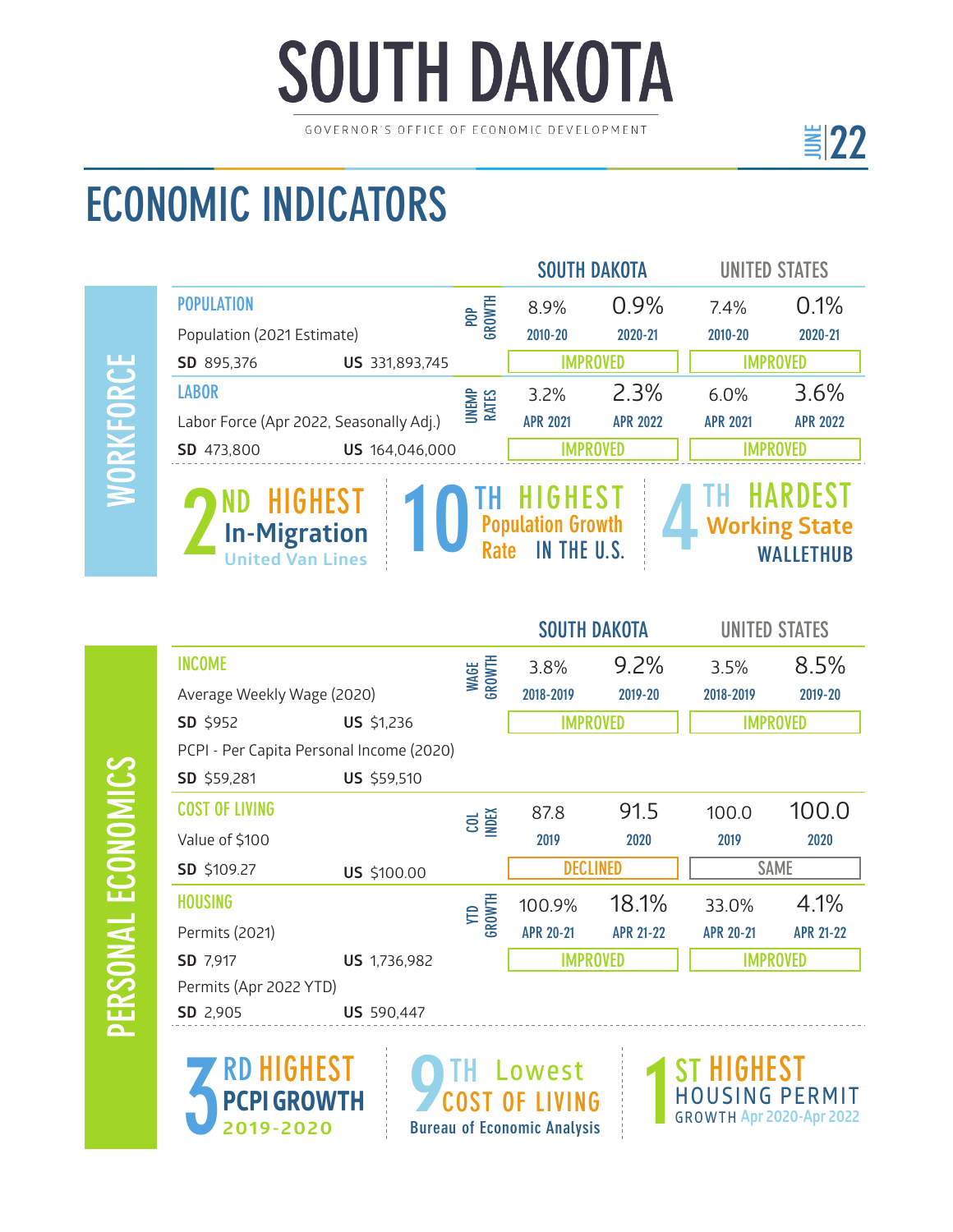# SOUTH DAKOTA

GOVERNOR'S OFFICE OF ECONOMIC DEVELOPMENT

JUNE 22

## ECONOMIC INDICATORS

### WORKFORCE

| | | | SOUTH DAKOTA | | UNITED STATES | |
|---|---|---|---|---|---|---|
| **POPULATION** | | POP GROWTH | 8.9% | 0.9% | 7.4% | 0.1% |
| Population (2021 Estimate) | | | 2010-20 | 2020-21 | 2010-20 | 2020-21 |
| **SD** 895,376 | **US** 331,893,745 | | IMPROVED | | IMPROVED | |
| **LABOR** | | UNEMP RATES | 3.2% | 2.3% | 6.0% | 3.6% |
| Labor Force (Apr 2022, Seasonally Adj.) | | | APR 2021 | APR 2022 | APR 2021 | APR 2022 |
| **SD** 473,800 | **US** 164,046,000 | | IMPROVED | | IMPROVED | |

**2ND HIGHEST** In-Migration — United Van Lines

**10TH HIGHEST** Population Growth Rate IN THE U.S.

**4TH HARDEST** Working State — WALLETHUB

### PERSONAL ECONOMICS

| | | | SOUTH DAKOTA | | UNITED STATES | |
|---|---|---|---|---|---|---|
| **INCOME** | | WAGE GROWTH | 3.8% | 9.2% | 3.5% | 8.5% |
| Average Weekly Wage (2020) | | | 2018-2019 | 2019-20 | 2018-2019 | 2019-20 |
| **SD** $952 | **US** $1,236 | | IMPROVED | | IMPROVED | |
| PCPI - Per Capita Personal Income (2020) | | | | | | |
| **SD** $59,281 | **US** $59,510 | | | | | |
| **COST OF LIVING** | | COL INDEX | 87.8 | 91.5 | 100.0 | 100.0 |
| Value of $100 | | | 2019 | 2020 | 2019 | 2020 |
| **SD** $109.27 | **US** $100.00 | | DECLINED | | SAME | |
| **HOUSING** | | YTD GROWTH | 100.9% | 18.1% | 33.0% | 4.1% |
| Permits (2021) | | | APR 20-21 | APR 21-22 | APR 20-21 | APR 21-22 |
| **SD** 7,917 | **US** 1,736,982 | | IMPROVED | | IMPROVED | |
| Permits (Apr 2022 YTD) | | | | | | |
| **SD** 2,905 | **US** 590,447 | | | | | |

**3RD HIGHEST** PCPI GROWTH 2019-2020

**9TH Lowest** COST OF LIVING — Bureau of Economic Analysis

**1ST HIGHEST** HOUSING PERMIT GROWTH Apr 2020-Apr 2022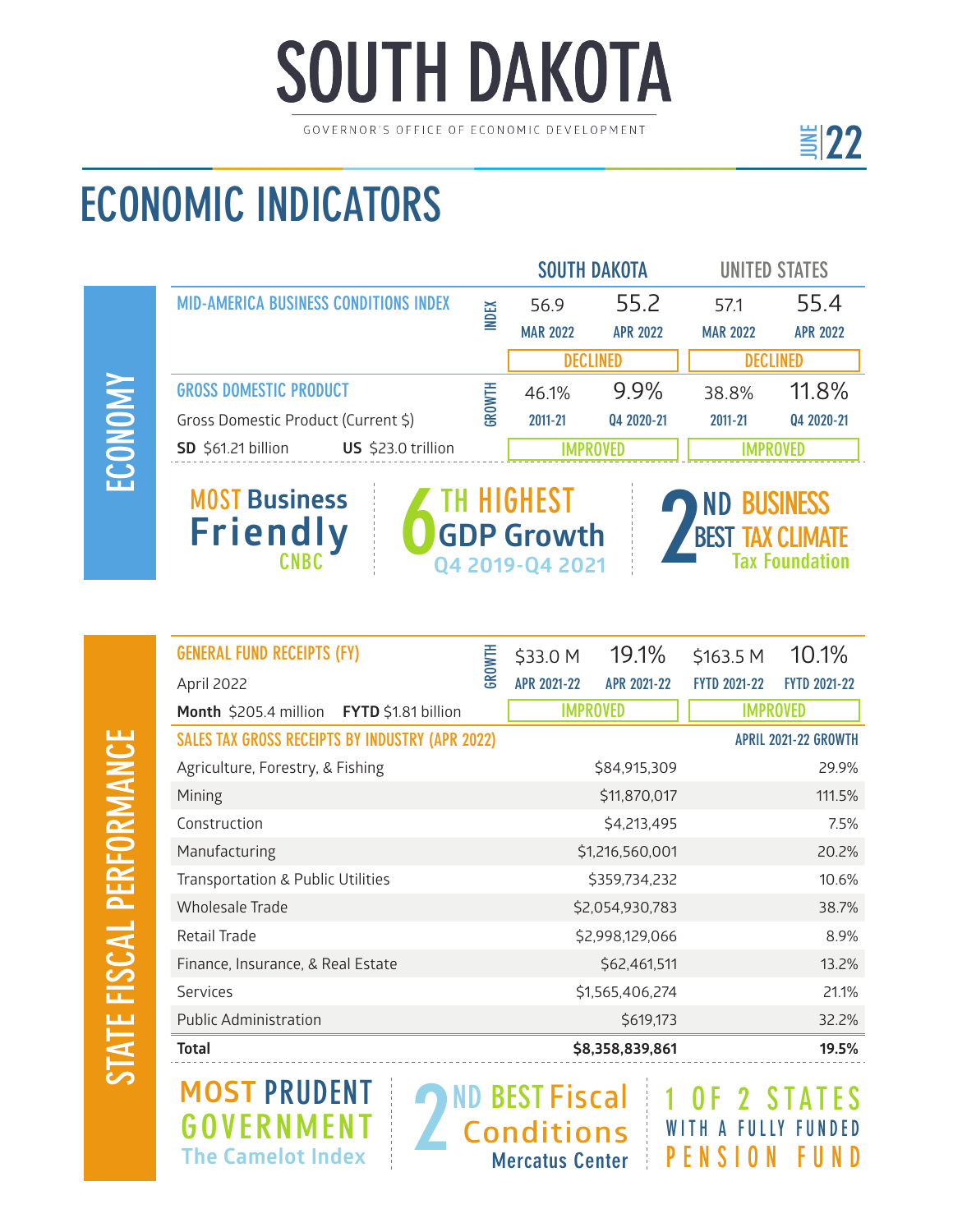# SOUTH DAKOTA

GOVERNOR'S OFFICE OF ECONOMIC DEVELOPMENT

JUNE 22

## ECONOMIC INDICATORS

### ECONOMY

| | | SOUTH DAKOTA | | UNITED STATES | |
|---|---|---|---|---|---|
| **MID-AMERICA BUSINESS CONDITIONS INDEX** | INDEX | 56.9 | 55.2 | 57.1 | 55.4 |
| | | MAR 2022 | APR 2022 | MAR 2022 | APR 2022 |
| | | DECLINED | | DECLINED | |
| **GROSS DOMESTIC PRODUCT** | GROWTH | 46.1% | 9.9% | 38.8% | 11.8% |
| Gross Domestic Product (Current $) | | 2011-21 | Q4 2020-21 | 2011-21 | Q4 2020-21 |
| **SD** $61.21 billion **US** $23.0 trillion | | IMPROVED | | IMPROVED | |

MOST Business Friendly
CNBC

6TH HIGHEST GDP Growth
Q4 2019-Q4 2021

2ND BUSINESS BEST TAX CLIMATE
Tax Foundation

### STATE FISCAL PERFORMANCE

| | | SOUTH DAKOTA | | UNITED STATES | |
|---|---|---|---|---|---|
| **GENERAL FUND RECEIPTS (FY)** | GROWTH | $33.0 M | 19.1% | $163.5 M | 10.1% |
| April 2022 | | APR 2021-22 | APR 2021-22 | FYTD 2021-22 | FYTD 2021-22 |
| **Month** $205.4 million **FYTD** $1.81 billion | | IMPROVED | | IMPROVED | |

| SALES TAX GROSS RECEIPTS BY INDUSTRY (APR 2022) | | APRIL 2021-22 GROWTH |
|---|---|---|
| Agriculture, Forestry, & Fishing | $84,915,309 | 29.9% |
| Mining | $11,870,017 | 111.5% |
| Construction | $4,213,495 | 7.5% |
| Manufacturing | $1,216,560,001 | 20.2% |
| Transportation & Public Utilities | $359,734,232 | 10.6% |
| Wholesale Trade | $2,054,930,783 | 38.7% |
| Retail Trade | $2,998,129,066 | 8.9% |
| Finance, Insurance, & Real Estate | $62,461,511 | 13.2% |
| Services | $1,565,406,274 | 21.1% |
| Public Administration | $619,173 | 32.2% |
| **Total** | **$8,358,839,861** | **19.5%** |

MOST PRUDENT GOVERNMENT
The Camelot Index

2ND BEST Fiscal Conditions
Mercatus Center

1 OF 2 STATES WITH A FULLY FUNDED PENSION FUND